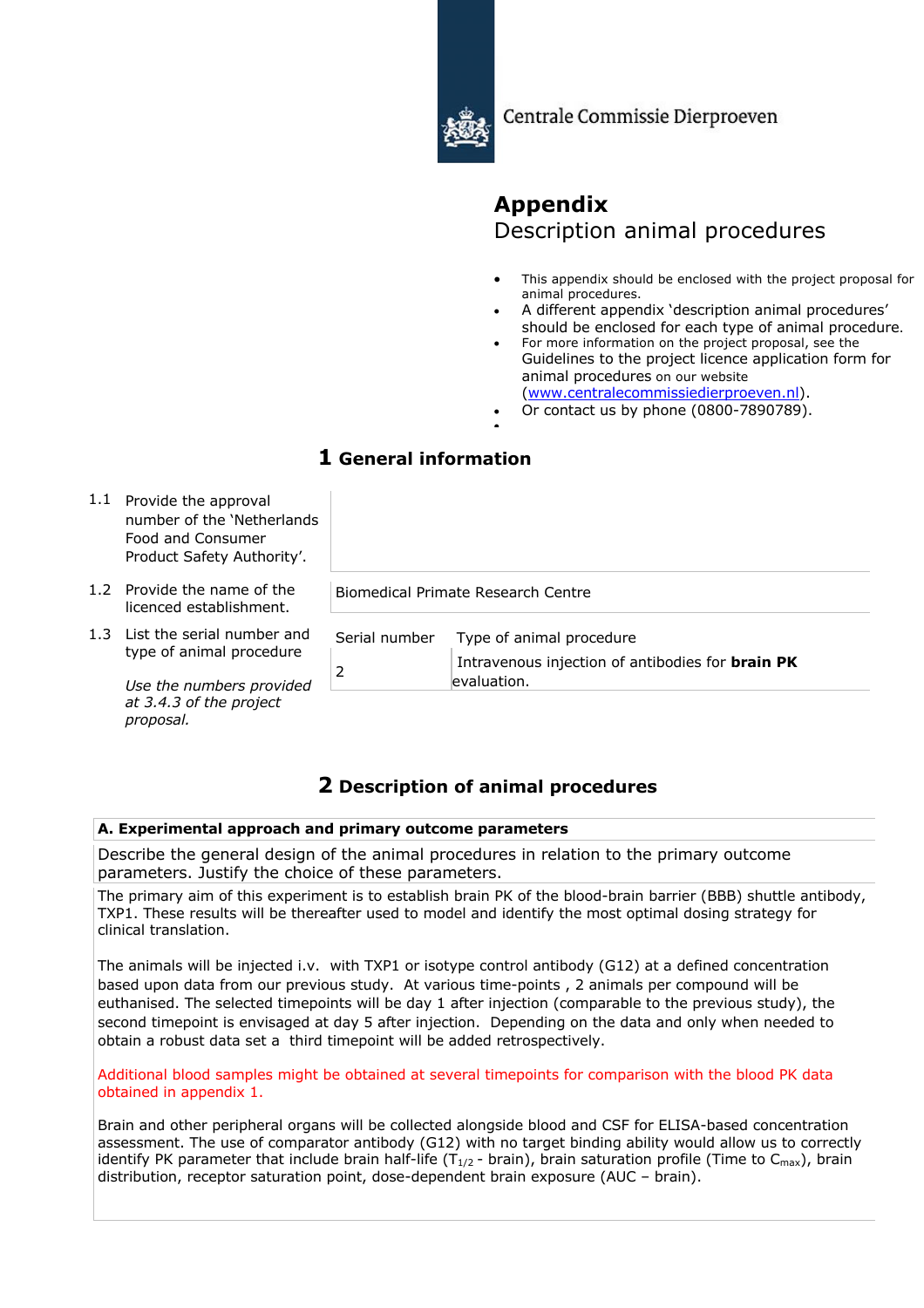Centrale Commissie Dierproeven

# Appendix

## Description animal procedures

- This appendix should be enclosed with the project proposal for animal procedures.
- A different appendix 'description animal procedures' should be enclosed for each type of animal procedure.
- For more information on the project proposal, see the Guidelines to the project licence application form for animal procedures on our website (www.centralecommissiedierproeven.nl).
- Or contact us by phone (0800-7890789).

# 1 General information

| | | |
|---|---|---|
| 1.1 | Provide the approval number of the 'Netherlands Food and Consumer Product Safety Authority'. | |
| 1.2 | Provide the name of the licenced establishment. | Biomedical Primate Research Centre |
| 1.3 | List the serial number and type of animal procedure<br><br>*Use the numbers provided at 3.4.3 of the project proposal.* | Serial number: 2<br>Type of animal procedure: Intravenous injection of antibodies for **brain PK** evaluation. |

# 2 Description of animal procedures

**A. Experimental approach and primary outcome parameters**

Describe the general design of the animal procedures in relation to the primary outcome parameters. Justify the choice of these parameters.

The primary aim of this experiment is to establish brain PK of the blood-brain barrier (BBB) shuttle antibody, TXP1. These results will be thereafter used to model and identify the most optimal dosing strategy for clinical translation.

The animals will be injected i.v. with TXP1 or isotype control antibody (G12) at a defined concentration based upon data from our previous study. At various time-points , 2 animals per compound will be euthanised. The selected timepoints will be day 1 after injection (comparable to the previous study), the second timepoint is envisaged at day 5 after injection. Depending on the data and only when needed to obtain a robust data set a third timepoint will be added retrospectively.

Additional blood samples might be obtained at several timepoints for comparison with the blood PK data obtained in appendix 1.

Brain and other peripheral organs will be collected alongside blood and CSF for ELISA-based concentration assessment. The use of comparator antibody (G12) with no target binding ability would allow us to correctly identify PK parameter that include brain half-life ($T_{1/2}$ - brain), brain saturation profile (Time to $C_{max}$), brain distribution, receptor saturation point, dose-dependent brain exposure (AUC – brain).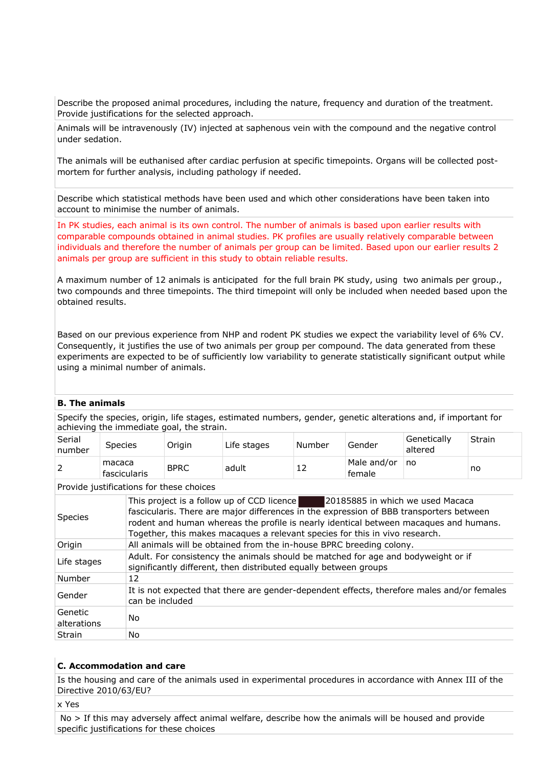Describe the proposed animal procedures, including the nature, frequency and duration of the treatment. Provide justifications for the selected approach.

Animals will be intravenously (IV) injected at saphenous vein with the compound and the negative control under sedation.

The animals will be euthanised after cardiac perfusion at specific timepoints. Organs will be collected post-mortem for further analysis, including pathology if needed.

Describe which statistical methods have been used and which other considerations have been taken into account to minimise the number of animals.

In PK studies, each animal is its own control. The number of animals is based upon earlier results with comparable compounds obtained in animal studies. PK profiles are usually relatively comparable between individuals and therefore the number of animals per group can be limited. Based upon our earlier results 2 animals per group are sufficient in this study to obtain reliable results.

A maximum number of 12 animals is anticipated for the full brain PK study, using two animals per group., two compounds and three timepoints. The third timepoint will only be included when needed based upon the obtained results.

Based on our previous experience from NHP and rodent PK studies we expect the variability level of 6% CV. Consequently, it justifies the use of two animals per group per compound. The data generated from these experiments are expected to be of sufficiently low variability to generate statistically significant output while using a minimal number of animals.

## B. The animals

Specify the species, origin, life stages, estimated numbers, gender, genetic alterations and, if important for achieving the immediate goal, the strain.

| Serial number | Species | Origin | Life stages | Number | Gender | Genetically altered | Strain |
|---|---|---|---|---|---|---|---|
| 2 | macaca fascicularis | BPRC | adult | 12 | Male and/or female | no | no |

Provide justifications for these choices

| | |
|---|---|
| Species | This project is a follow up of CCD licence ████ 20185885 in which we used Macaca fascicularis. There are major differences in the expression of BBB transporters between rodent and human whereas the profile is nearly identical between macaques and humans. Together, this makes macaques a relevant species for this in vivo research. |
| Origin | All animals will be obtained from the in-house BPRC breeding colony. |
| Life stages | Adult. For consistency the animals should be matched for age and bodyweight or if significantly different, then distributed equally between groups |
| Number | 12 |
| Gender | It is not expected that there are gender-dependent effects, therefore males and/or females can be included |
| Genetic alterations | No |
| Strain | No |

## C. Accommodation and care

Is the housing and care of the animals used in experimental procedures in accordance with Annex III of the Directive 2010/63/EU?

x Yes

No > If this may adversely affect animal welfare, describe how the animals will be housed and provide specific justifications for these choices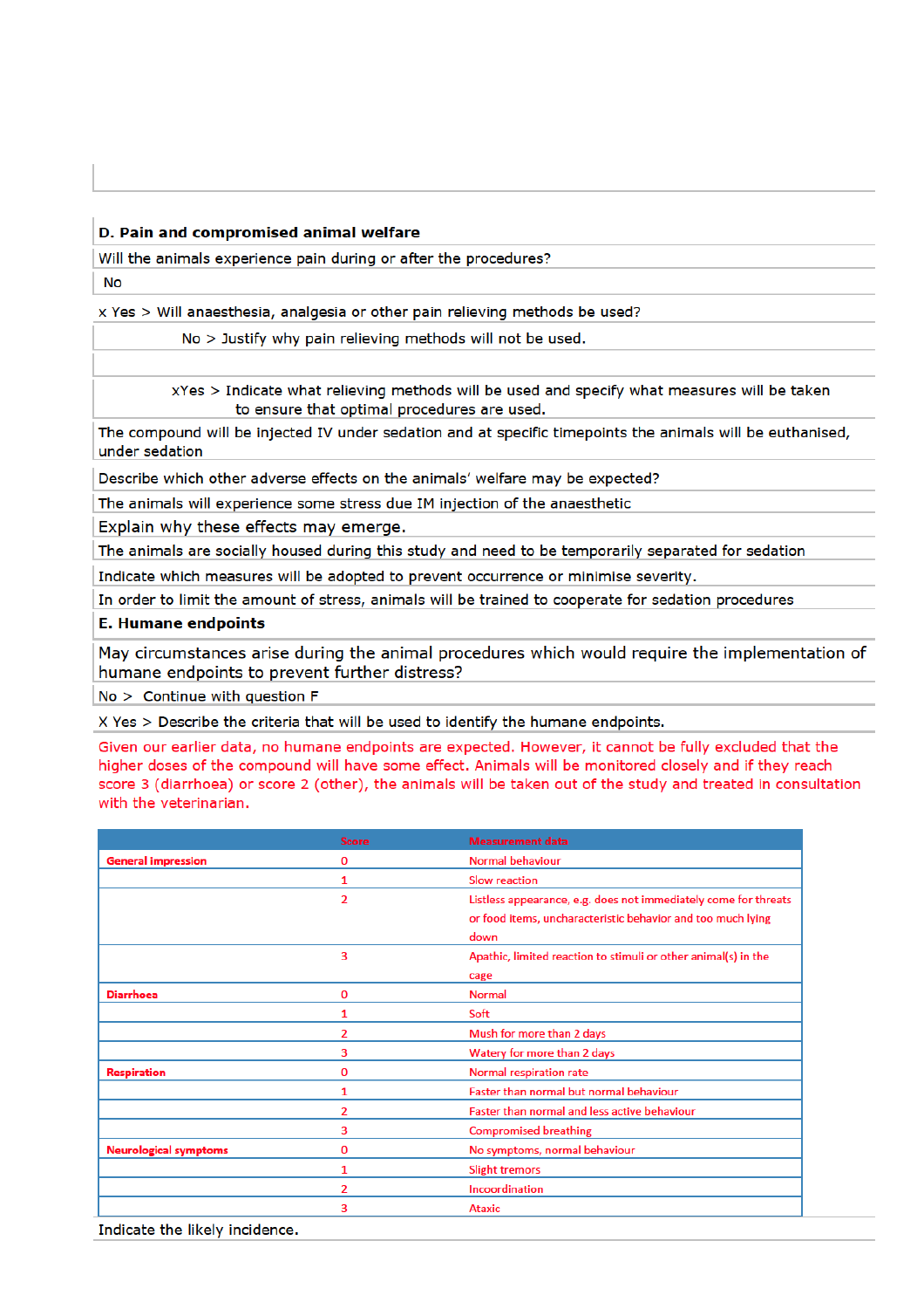## D. Pain and compromised animal welfare

Will the animals experience pain during or after the procedures?

No

x Yes > Will anaesthesia, analgesia or other pain relieving methods be used?

No > Justify why pain relieving methods will not be used.

xYes > Indicate what relieving methods will be used and specify what measures will be taken to ensure that optimal procedures are used.

The compound will be injected IV under sedation and at specific timepoints the animals will be euthanised, under sedation

Describe which other adverse effects on the animals' welfare may be expected?

The animals will experience some stress due IM injection of the anaesthetic

Explain why these effects may emerge.

The animals are socially housed during this study and need to be temporarily separated for sedation

Indicate which measures will be adopted to prevent occurrence or minimise severity.

In order to limit the amount of stress, animals will be trained to cooperate for sedation procedures

## E. Humane endpoints

May circumstances arise during the animal procedures which would require the implementation of humane endpoints to prevent further distress?

No > Continue with question F

X Yes > Describe the criteria that will be used to identify the humane endpoints.

Given our earlier data, no humane endpoints are expected. However, it cannot be fully excluded that the higher doses of the compound will have some effect. Animals will be monitored closely and if they reach score 3 (diarrhoea) or score 2 (other), the animals will be taken out of the study and treated in consultation with the veterinarian.

| | Score | Measurement data |
|---|---|---|
| **General impression** | 0 | Normal behaviour |
| | 1 | Slow reaction |
| | 2 | Listless appearance, e.g. does not immediately come for threats or food items, uncharacteristic behavior and too much lying down |
| | 3 | Apathic, limited reaction to stimuli or other animal(s) in the cage |
| **Diarrhoea** | 0 | Normal |
| | 1 | Soft |
| | 2 | Mush for more than 2 days |
| | 3 | Watery for more than 2 days |
| **Respiration** | 0 | Normal respiration rate |
| | 1 | Faster than normal but normal behaviour |
| | 2 | Faster than normal and less active behaviour |
| | 3 | Compromised breathing |
| **Neurological symptoms** | 0 | No symptoms, normal behaviour |
| | 1 | Slight tremors |
| | 2 | Incoordination |
| | 3 | Ataxic |

Indicate the likely incidence.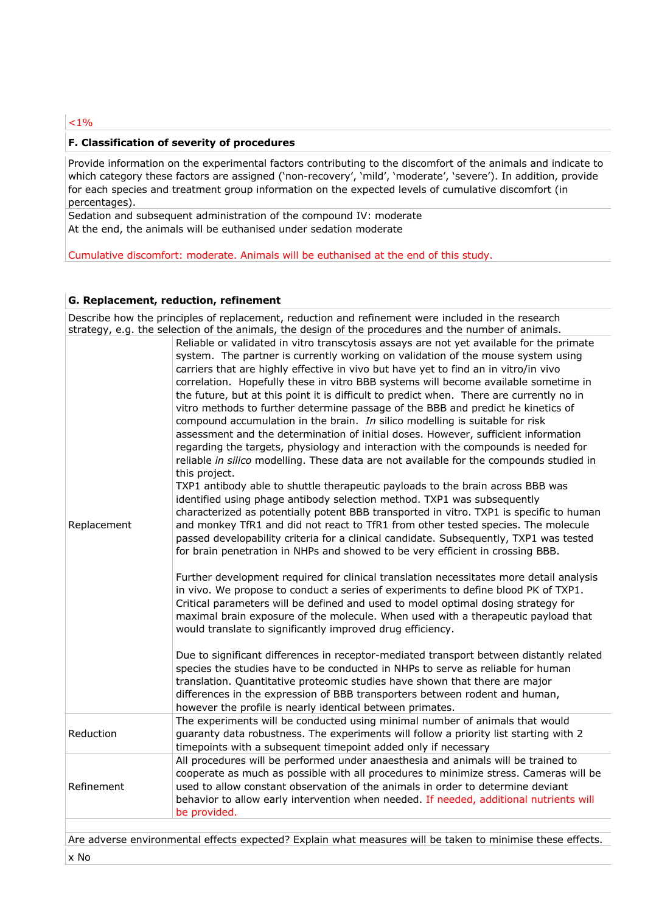<1%

### F. Classification of severity of procedures

Provide information on the experimental factors contributing to the discomfort of the animals and indicate to which category these factors are assigned ('non-recovery', 'mild', 'moderate', 'severe'). In addition, provide for each species and treatment group information on the expected levels of cumulative discomfort (in percentages).

Sedation and subsequent administration of the compound IV: moderate
At the end, the animals will be euthanised under sedation moderate

Cumulative discomfort: moderate. Animals will be euthanised at the end of this study.

### G. Replacement, reduction, refinement

Describe how the principles of replacement, reduction and refinement were included in the research strategy, e.g. the selection of the animals, the design of the procedures and the number of animals.

| | |
|---|---|
| Replacement | Reliable or validated in vitro transcytosis assays are not yet available for the primate system. The partner is currently working on validation of the mouse system using carriers that are highly effective in vivo but have yet to find an in vitro/in vivo correlation. Hopefully these in vitro BBB systems will become available sometime in the future, but at this point it is difficult to predict when. There are currently no in vitro methods to further determine passage of the BBB and predict he kinetics of compound accumulation in the brain. *In* silico modelling is suitable for risk assessment and the determination of initial doses. However, sufficient information regarding the targets, physiology and interaction with the compounds is needed for reliable *in silico* modelling. These data are not available for the compounds studied in this project.<br>TXP1 antibody able to shuttle therapeutic payloads to the brain across BBB was identified using phage antibody selection method. TXP1 was subsequently characterized as potentially potent BBB transported in vitro. TXP1 is specific to human and monkey TfR1 and did not react to TfR1 from other tested species. The molecule passed developability criteria for a clinical candidate. Subsequently, TXP1 was tested for brain penetration in NHPs and showed to be very efficient in crossing BBB.<br><br>Further development required for clinical translation necessitates more detail analysis in vivo. We propose to conduct a series of experiments to define blood PK of TXP1. Critical parameters will be defined and used to model optimal dosing strategy for maximal brain exposure of the molecule. When used with a therapeutic payload that would translate to significantly improved drug efficiency.<br><br>Due to significant differences in receptor-mediated transport between distantly related species the studies have to be conducted in NHPs to serve as reliable for human translation. Quantitative proteomic studies have shown that there are major differences in the expression of BBB transporters between rodent and human, however the profile is nearly identical between primates. |
| Reduction | The experiments will be conducted using minimal number of animals that would guaranty data robustness. The experiments will follow a priority list starting with 2 timepoints with a subsequent timepoint added only if necessary |
| Refinement | All procedures will be performed under anaesthesia and animals will be trained to cooperate as much as possible with all procedures to minimize stress. Cameras will be used to allow constant observation of the animals in order to determine deviant behavior to allow early intervention when needed. If needed, additional nutrients will be provided. |

Are adverse environmental effects expected? Explain what measures will be taken to minimise these effects.

x No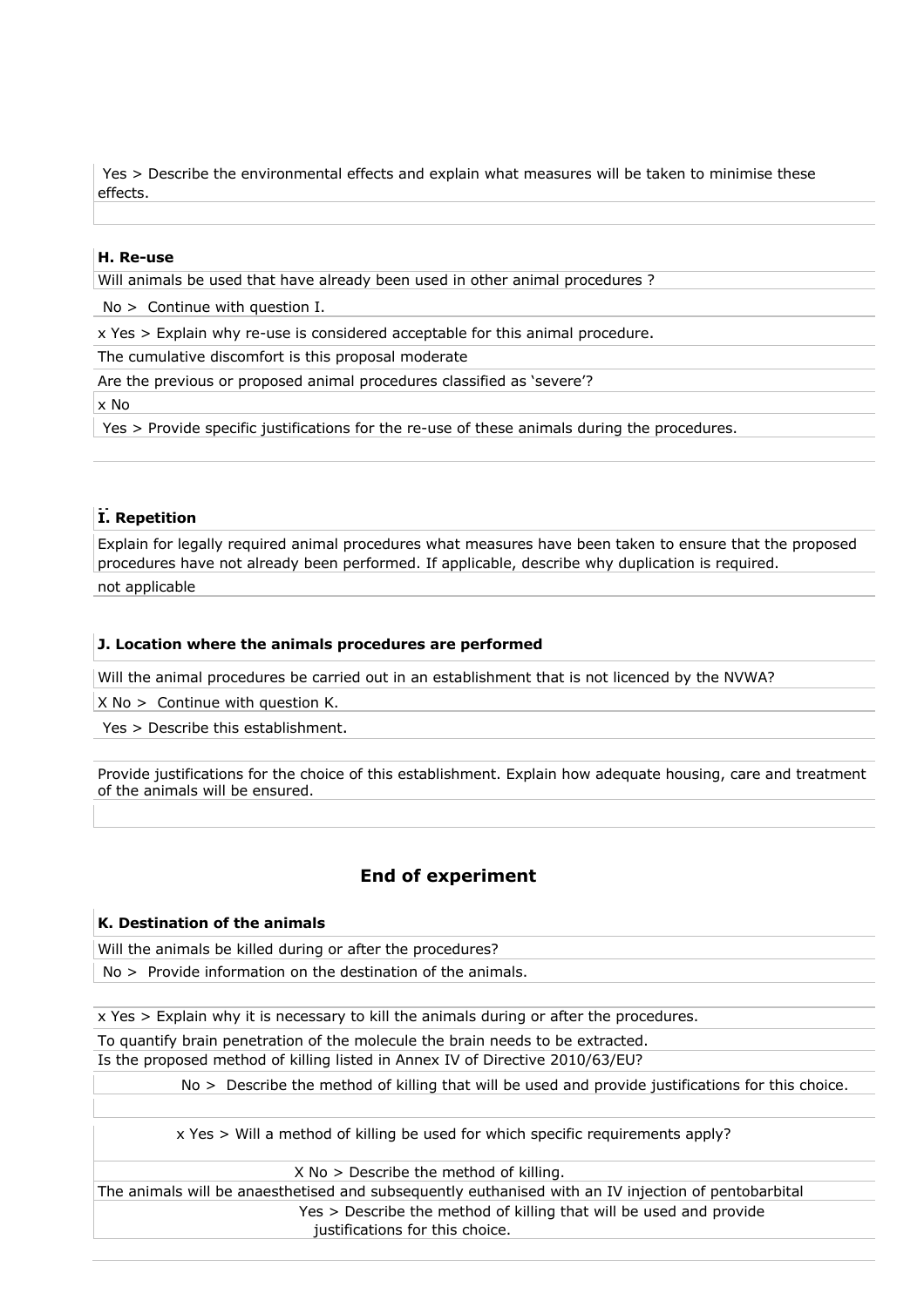Yes > Describe the environmental effects and explain what measures will be taken to minimise these effects.

**H. Re-use**

Will animals be used that have already been used in other animal procedures ?

No > Continue with question I.

x Yes > Explain why re-use is considered acceptable for this animal procedure.

The cumulative discomfort is this proposal moderate

Are the previous or proposed animal procedures classified as 'severe'?

x No

Yes > Provide specific justifications for the re-use of these animals during the procedures.

**I. Repetition**

Explain for legally required animal procedures what measures have been taken to ensure that the proposed procedures have not already been performed. If applicable, describe why duplication is required.

not applicable

**J. Location where the animals procedures are performed**

Will the animal procedures be carried out in an establishment that is not licenced by the NVWA?

X No > Continue with question K.

Yes > Describe this establishment.

Provide justifications for the choice of this establishment. Explain how adequate housing, care and treatment of the animals will be ensured.

## End of experiment

**K. Destination of the animals**

Will the animals be killed during or after the procedures?

No > Provide information on the destination of the animals.

x Yes > Explain why it is necessary to kill the animals during or after the procedures.

To quantify brain penetration of the molecule the brain needs to be extracted.

Is the proposed method of killing listed in Annex IV of Directive 2010/63/EU?

No > Describe the method of killing that will be used and provide justifications for this choice.

x Yes > Will a method of killing be used for which specific requirements apply?

X No > Describe the method of killing.

The animals will be anaesthetised and subsequently euthanised with an IV injection of pentobarbital

Yes > Describe the method of killing that will be used and provide justifications for this choice.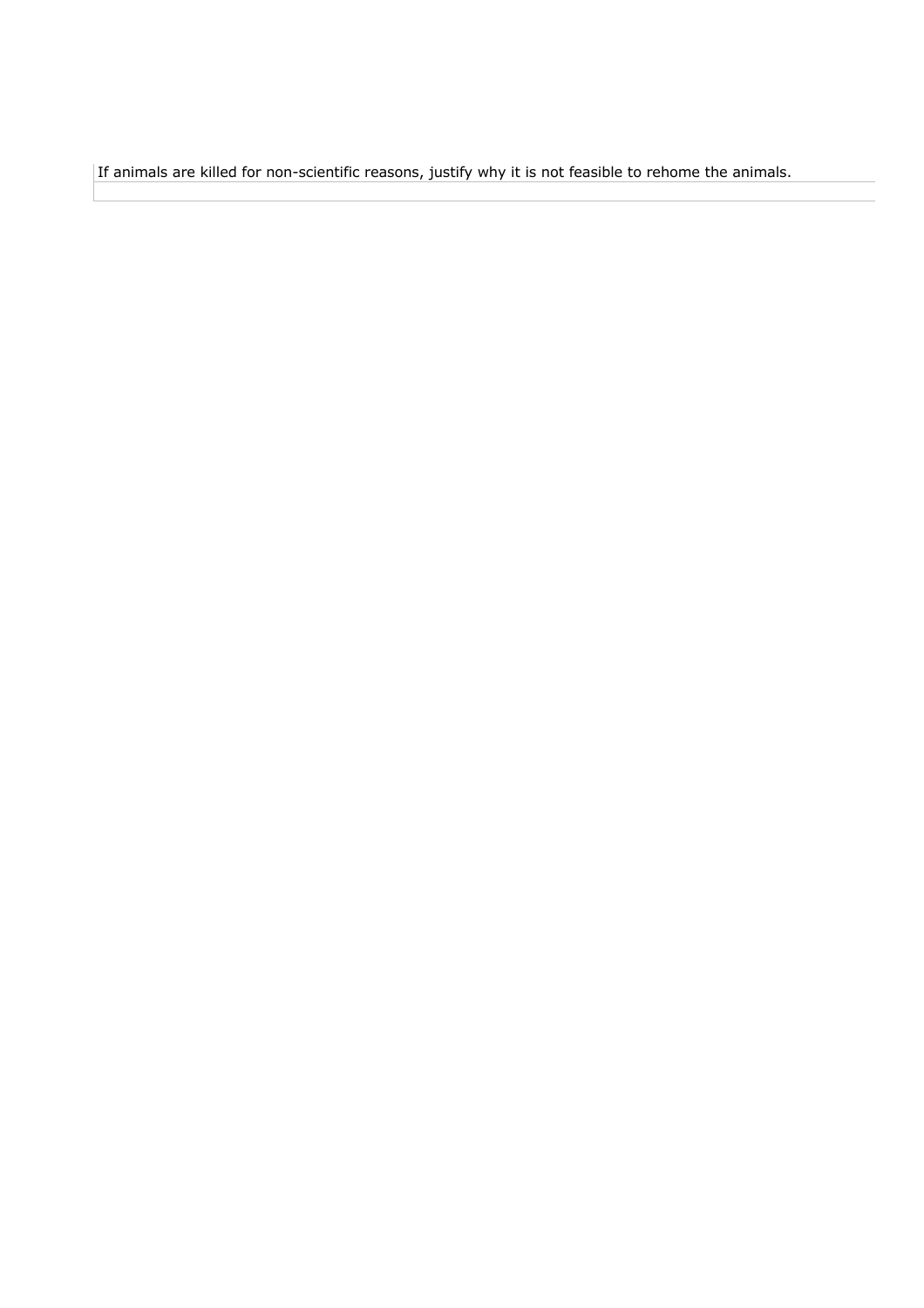If animals are killed for non-scientific reasons, justify why it is not feasible to rehome the animals.